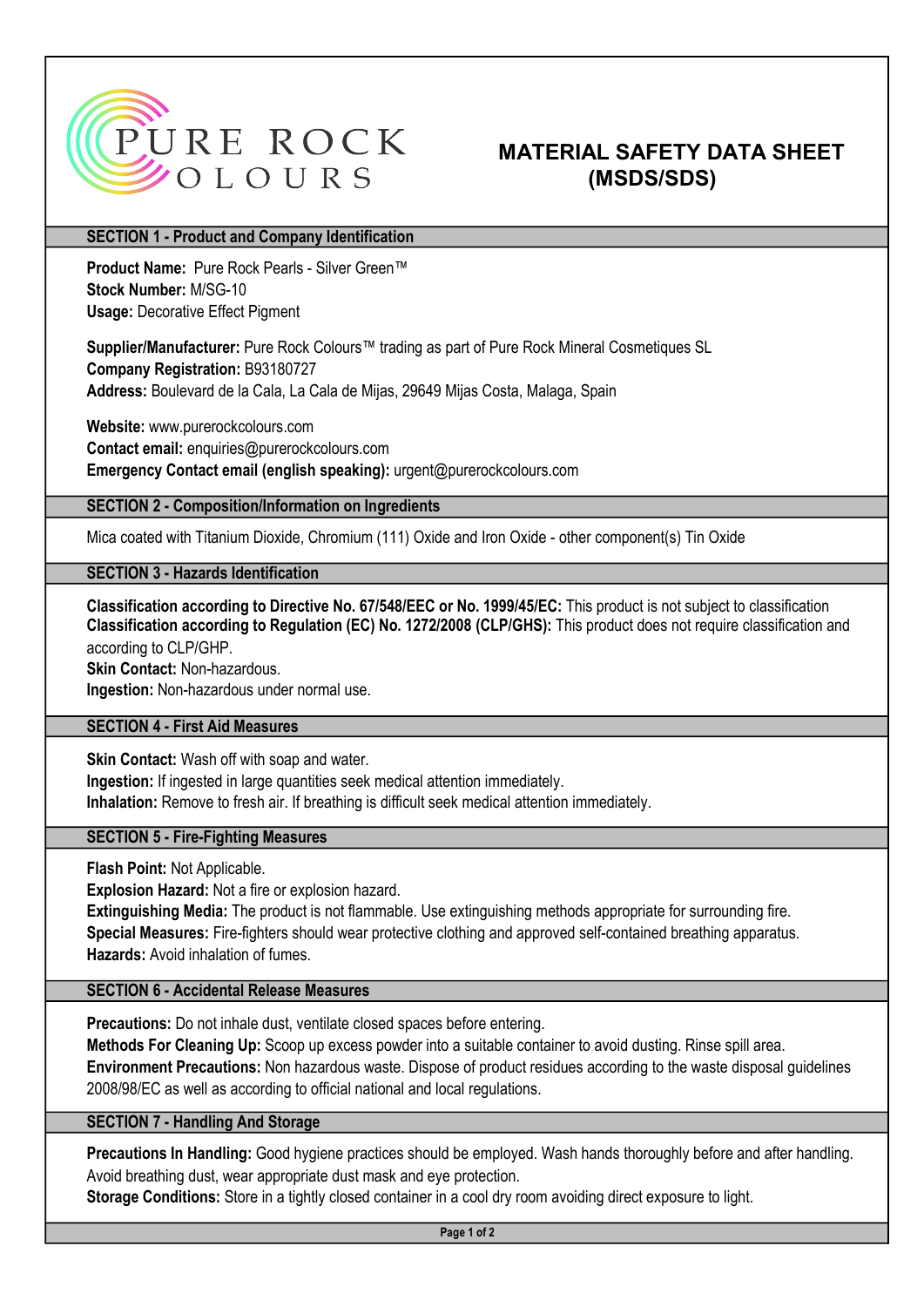PURE ROCK COLOURS

# MATERIAL SAFETY DATA SHEET (MSDS/SDS)

## SECTION 1 - Product and Company Identification

**Product Name:** Pure Rock Pearls - Silver Green™
**Stock Number:** M/SG-10
**Usage:** Decorative Effect Pigment

**Supplier/Manufacturer:** Pure Rock Colours™ trading as part of Pure Rock Mineral Cosmetiques SL
**Company Registration:** B93180727
**Address:** Boulevard de la Cala, La Cala de Mijas, 29649 Mijas Costa, Malaga, Spain

**Website:** www.purerockcolours.com
**Contact email:** enquiries@purerockcolours.com
**Emergency Contact email (english speaking):** urgent@purerockcolours.com

## SECTION 2 - Composition/Information on Ingredients

Mica coated with Titanium Dioxide, Chromium (111) Oxide and Iron Oxide - other component(s) Tin Oxide

## SECTION 3 - Hazards Identification

**Classification according to Directive No. 67/548/EEC or No. 1999/45/EC:** This product is not subject to classification
**Classification according to Regulation (EC) No. 1272/2008 (CLP/GHS):** This product does not require classification and according to CLP/GHP.
**Skin Contact:** Non-hazardous.
**Ingestion:** Non-hazardous under normal use.

## SECTION 4 - First Aid Measures

**Skin Contact:** Wash off with soap and water.
**Ingestion:** If ingested in large quantities seek medical attention immediately.
**Inhalation:** Remove to fresh air. If breathing is difficult seek medical attention immediately.

## SECTION 5 - Fire-Fighting Measures

**Flash Point:** Not Applicable.
**Explosion Hazard:** Not a fire or explosion hazard.
**Extinguishing Media:** The product is not flammable. Use extinguishing methods appropriate for surrounding fire.
**Special Measures:** Fire-fighters should wear protective clothing and approved self-contained breathing apparatus.
**Hazards:** Avoid inhalation of fumes.

## SECTION 6 - Accidental Release Measures

**Precautions:** Do not inhale dust, ventilate closed spaces before entering.
**Methods For Cleaning Up:** Scoop up excess powder into a suitable container to avoid dusting. Rinse spill area.
**Environment Precautions:** Non hazardous waste. Dispose of product residues according to the waste disposal guidelines 2008/98/EC as well as according to official national and local regulations.

## SECTION 7 - Handling And Storage

**Precautions In Handling:** Good hygiene practices should be employed. Wash hands thoroughly before and after handling. Avoid breathing dust, wear appropriate dust mask and eye protection.
**Storage Conditions:** Store in a tightly closed container in a cool dry room avoiding direct exposure to light.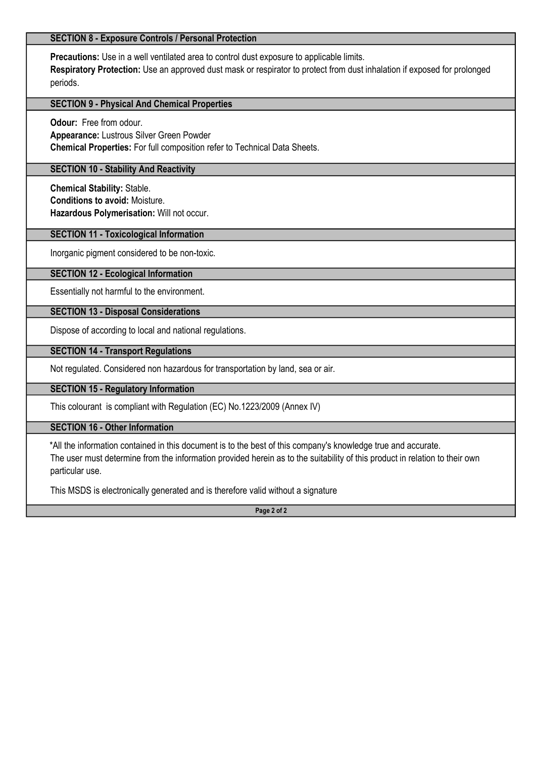## SECTION 8 - Exposure Controls / Personal Protection

**Precautions:** Use in a well ventilated area to control dust exposure to applicable limits.
**Respiratory Protection:** Use an approved dust mask or respirator to protect from dust inhalation if exposed for prolonged periods.

## SECTION 9 - Physical And Chemical Properties

**Odour:** Free from odour.
**Appearance:** Lustrous Silver Green Powder
**Chemical Properties:** For full composition refer to Technical Data Sheets.

## SECTION 10 - Stability And Reactivity

**Chemical Stability:** Stable.
**Conditions to avoid:** Moisture.
**Hazardous Polymerisation:** Will not occur.

## SECTION 11 - Toxicological Information

Inorganic pigment considered to be non-toxic.

## SECTION 12 - Ecological Information

Essentially not harmful to the environment.

## SECTION 13 - Disposal Considerations

Dispose of according to local and national regulations.

## SECTION 14 - Transport Regulations

Not regulated. Considered non hazardous for transportation by land, sea or air.

## SECTION 15 - Regulatory Information

This colourant is compliant with Regulation (EC) No.1223/2009 (Annex IV)

## SECTION 16 - Other Information

*All the information contained in this document is to the best of this company's knowledge true and accurate.
The user must determine from the information provided herein as to the suitability of this product in relation to their own particular use.

This MSDS is electronically generated and is therefore valid without a signature